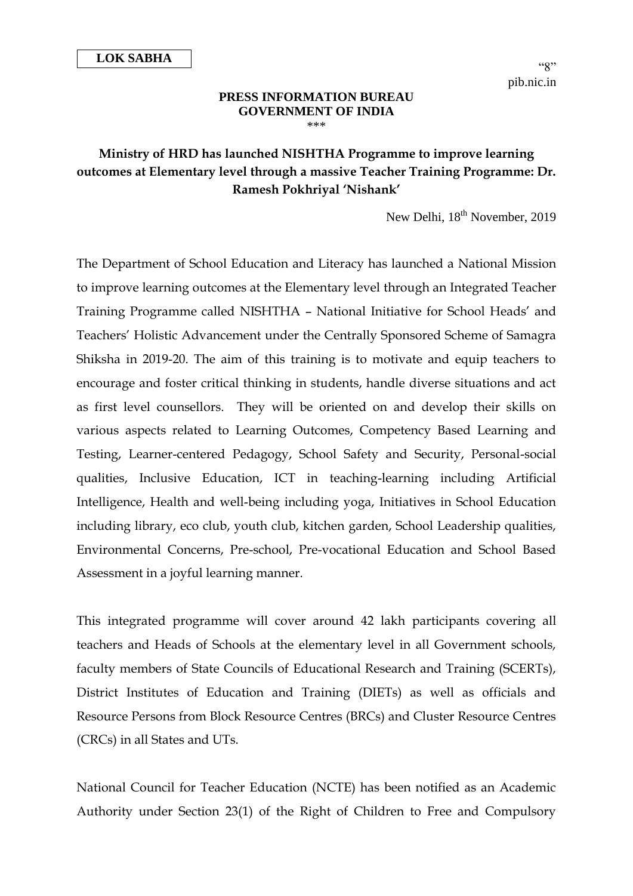**LOK SABHA**

"8"
pib.nic.in

**PRESS INFORMATION BUREAU**
**GOVERNMENT OF INDIA**
\*\*\*

## Ministry of HRD has launched NISHTHA Programme to improve learning outcomes at Elementary level through a massive Teacher Training Programme: Dr. Ramesh Pokhriyal 'Nishank'

New Delhi, 18th November, 2019

The Department of School Education and Literacy has launched a National Mission to improve learning outcomes at the Elementary level through an Integrated Teacher Training Programme called NISHTHA – National Initiative for School Heads' and Teachers' Holistic Advancement under the Centrally Sponsored Scheme of Samagra Shiksha in 2019-20. The aim of this training is to motivate and equip teachers to encourage and foster critical thinking in students, handle diverse situations and act as first level counsellors. They will be oriented on and develop their skills on various aspects related to Learning Outcomes, Competency Based Learning and Testing, Learner-centered Pedagogy, School Safety and Security, Personal-social qualities, Inclusive Education, ICT in teaching-learning including Artificial Intelligence, Health and well-being including yoga, Initiatives in School Education including library, eco club, youth club, kitchen garden, School Leadership qualities, Environmental Concerns, Pre-school, Pre-vocational Education and School Based Assessment in a joyful learning manner.

This integrated programme will cover around 42 lakh participants covering all teachers and Heads of Schools at the elementary level in all Government schools, faculty members of State Councils of Educational Research and Training (SCERTs), District Institutes of Education and Training (DIETs) as well as officials and Resource Persons from Block Resource Centres (BRCs) and Cluster Resource Centres (CRCs) in all States and UTs.

National Council for Teacher Education (NCTE) has been notified as an Academic Authority under Section 23(1) of the Right of Children to Free and Compulsory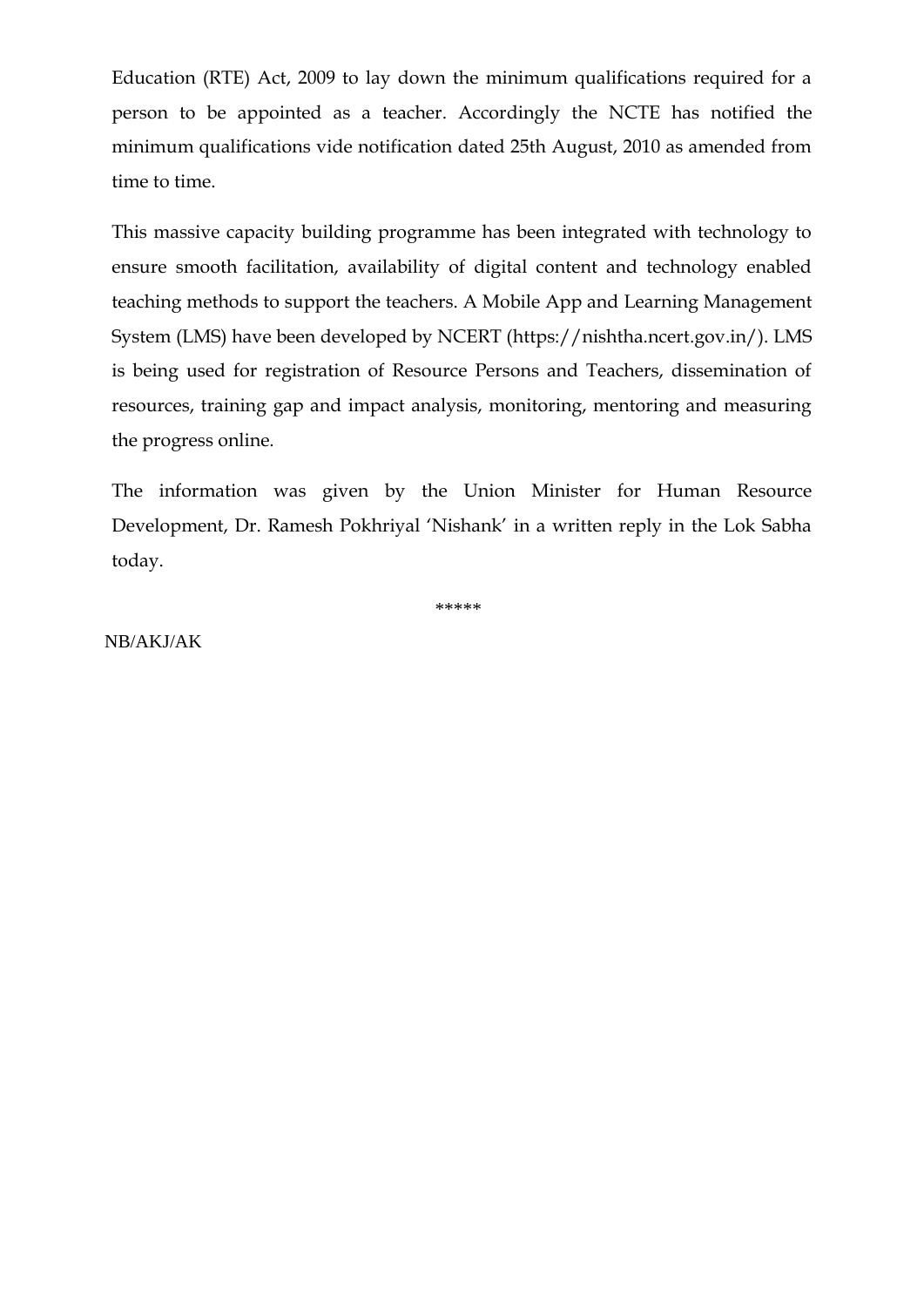Education (RTE) Act, 2009 to lay down the minimum qualifications required for a person to be appointed as a teacher. Accordingly the NCTE has notified the minimum qualifications vide notification dated 25th August, 2010 as amended from time to time.

This massive capacity building programme has been integrated with technology to ensure smooth facilitation, availability of digital content and technology enabled teaching methods to support the teachers. A Mobile App and Learning Management System (LMS) have been developed by NCERT (https://nishtha.ncert.gov.in/). LMS is being used for registration of Resource Persons and Teachers, dissemination of resources, training gap and impact analysis, monitoring, mentoring and measuring the progress online.

The information was given by the Union Minister for Human Resource Development, Dr. Ramesh Pokhriyal 'Nishank' in a written reply in the Lok Sabha today.

*****

NB/AKJ/AK